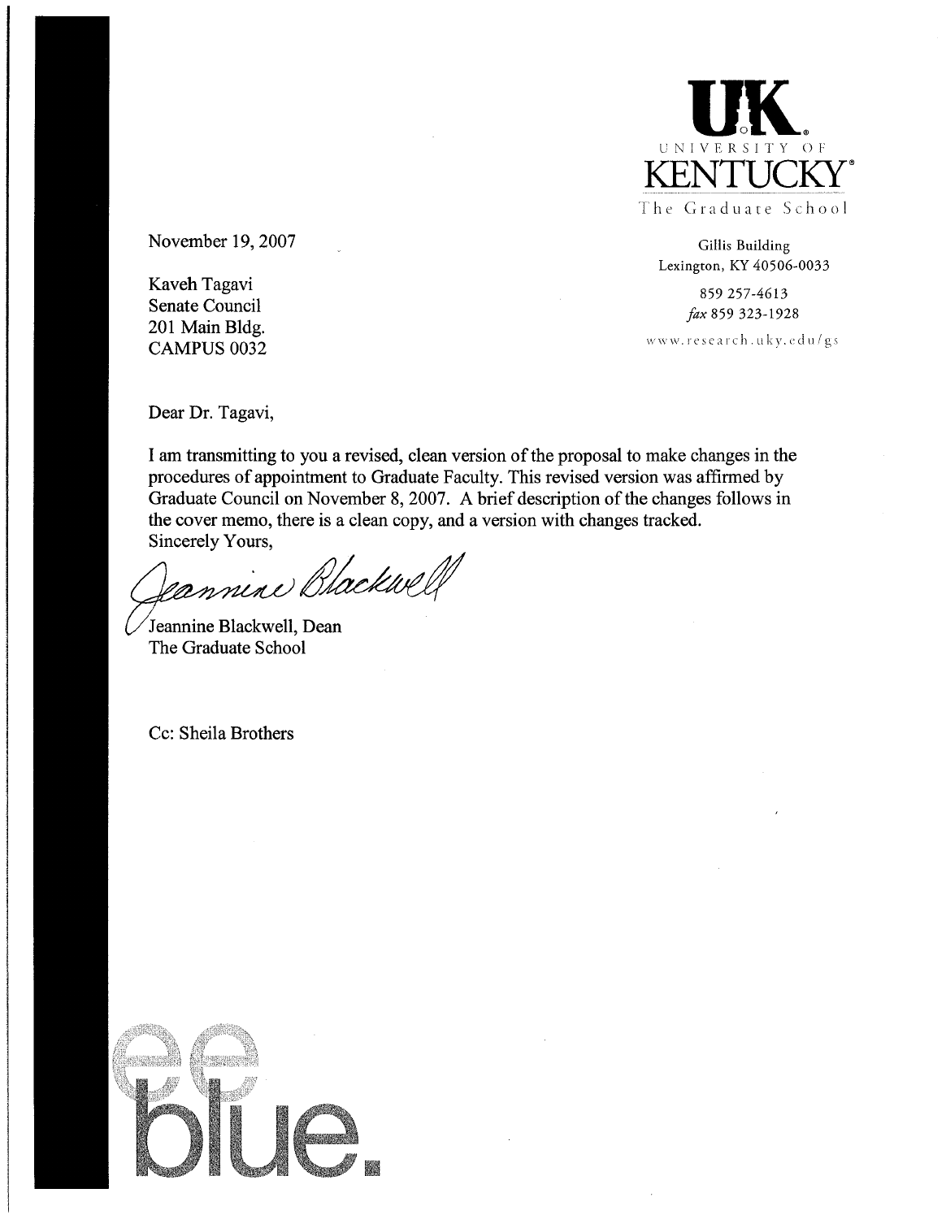UK
UNIVERSITY OF
KENTUCKY
The Graduate School

Gillis Building
Lexington, KY 40506-0033

859 257-4613
*fax* 859 323-1928

www.research.uky.edu/gs

November 19, 2007

Kaveh Tagavi
Senate Council
201 Main Bldg.
CAMPUS 0032

Dear Dr. Tagavi,

I am transmitting to you a revised, clean version of the proposal to make changes in the procedures of appointment to Graduate Faculty. This revised version was affirmed by Graduate Council on November 8, 2007. A brief description of the changes follows in the cover memo, there is a clean copy, and a version with changes tracked.
Sincerely Yours,

Jeannine Blackwell

Jeannine Blackwell, Dean
The Graduate School

Cc: Sheila Brothers

see blue.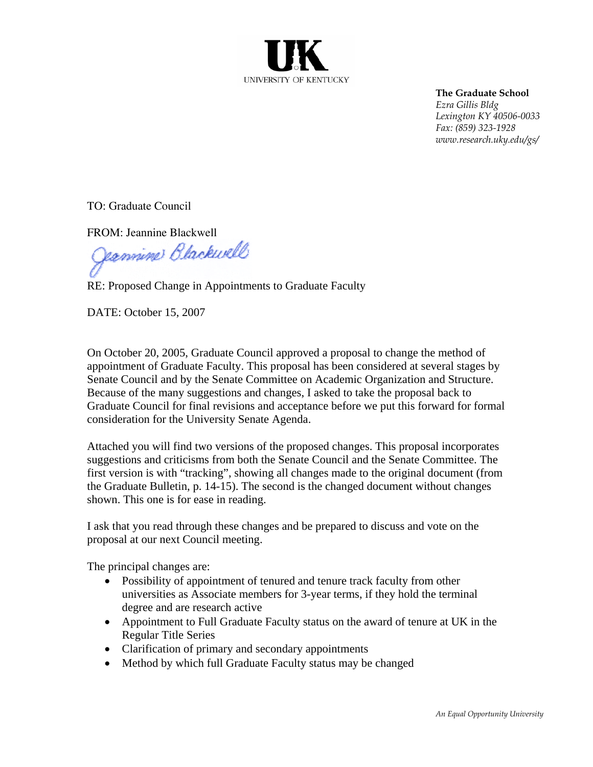UK
UNIVERSITY OF KENTUCKY

**The Graduate School**
*Ezra Gillis Bldg*
*Lexington KY 40506-0033*
*Fax: (859) 323-1928*
*www.research.uky.edu/gs/*

TO: Graduate Council

FROM: Jeannine Blackwell

RE: Proposed Change in Appointments to Graduate Faculty

DATE: October 15, 2007

On October 20, 2005, Graduate Council approved a proposal to change the method of appointment of Graduate Faculty. This proposal has been considered at several stages by Senate Council and by the Senate Committee on Academic Organization and Structure. Because of the many suggestions and changes, I asked to take the proposal back to Graduate Council for final revisions and acceptance before we put this forward for formal consideration for the University Senate Agenda.

Attached you will find two versions of the proposed changes. This proposal incorporates suggestions and criticisms from both the Senate Council and the Senate Committee. The first version is with "tracking", showing all changes made to the original document (from the Graduate Bulletin, p. 14-15). The second is the changed document without changes shown. This one is for ease in reading.

I ask that you read through these changes and be prepared to discuss and vote on the proposal at our next Council meeting.

The principal changes are:

- Possibility of appointment of tenured and tenure track faculty from other universities as Associate members for 3-year terms, if they hold the terminal degree and are research active
- Appointment to Full Graduate Faculty status on the award of tenure at UK in the Regular Title Series
- Clarification of primary and secondary appointments
- Method by which full Graduate Faculty status may be changed

*An Equal Opportunity University*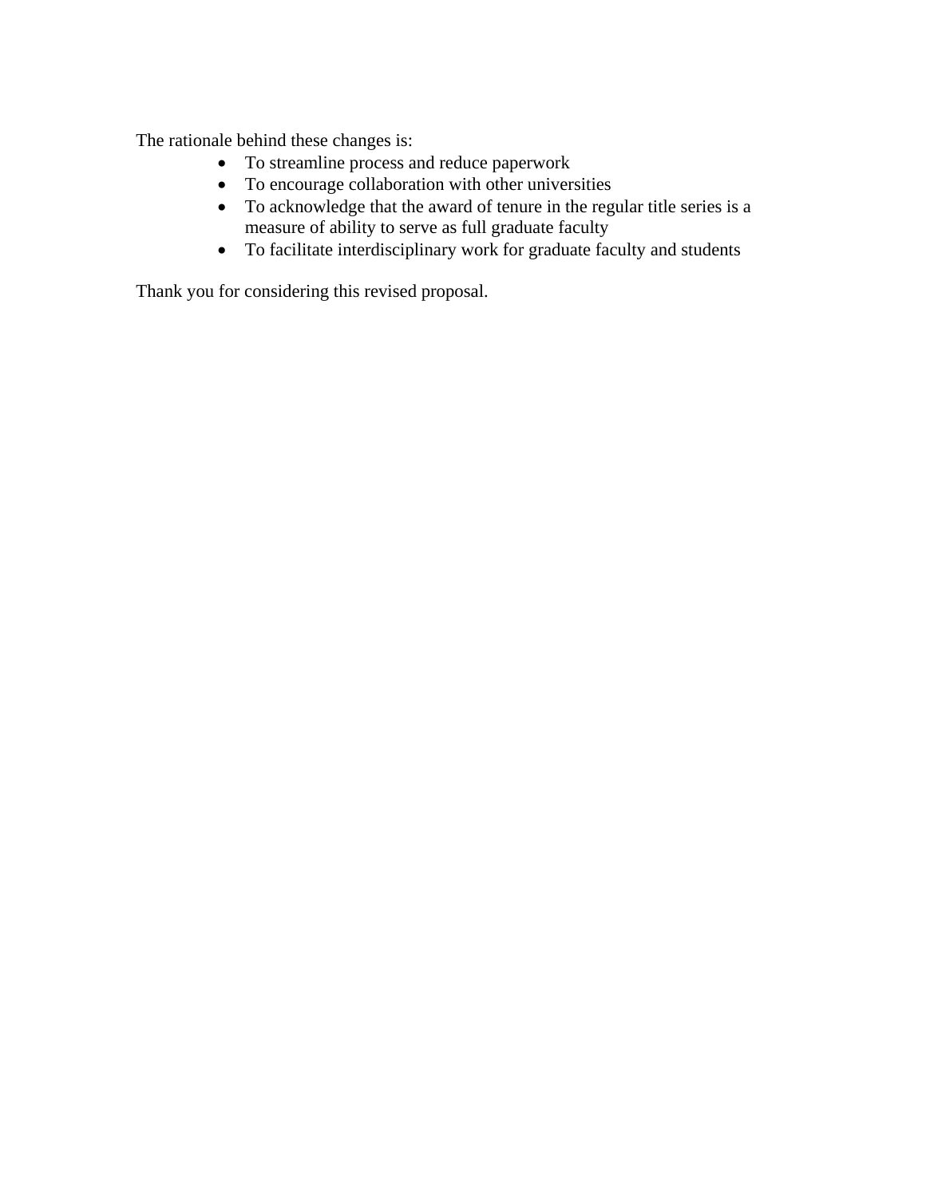The rationale behind these changes is:

- To streamline process and reduce paperwork
- To encourage collaboration with other universities
- To acknowledge that the award of tenure in the regular title series is a measure of ability to serve as full graduate faculty
- To facilitate interdisciplinary work for graduate faculty and students

Thank you for considering this revised proposal.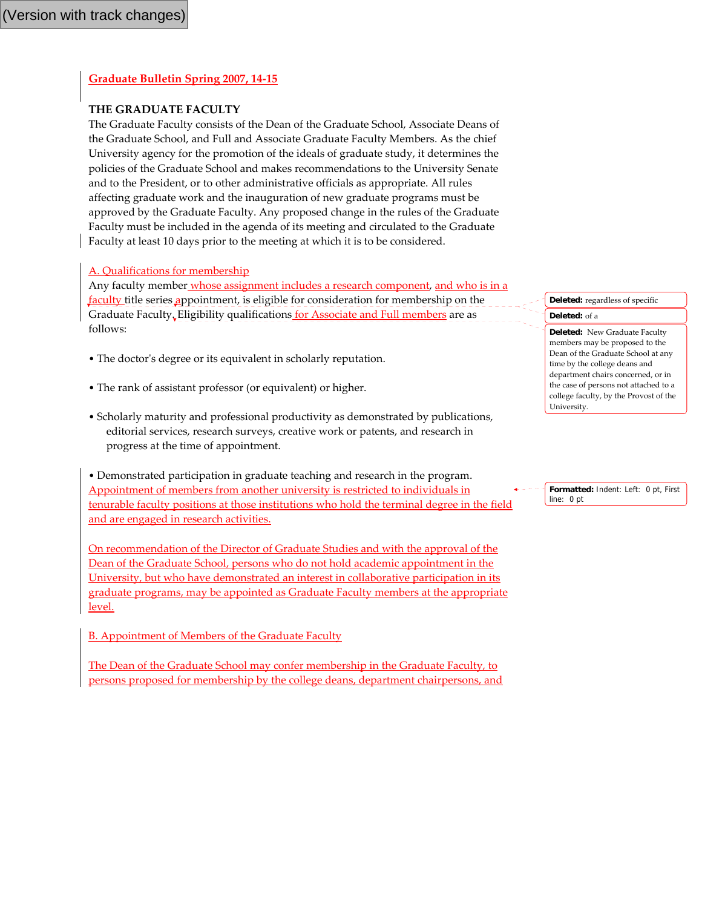(Version with track changes)

Graduate Bulletin Spring 2007, 14-15

**THE GRADUATE FACULTY**

The Graduate Faculty consists of the Dean of the Graduate School, Associate Deans of the Graduate School, and Full and Associate Graduate Faculty Members. As the chief University agency for the promotion of the ideals of graduate study, it determines the policies of the Graduate School and makes recommendations to the University Senate and to the President, or to other administrative officials as appropriate. All rules affecting graduate work and the inauguration of new graduate programs must be approved by the Graduate Faculty. Any proposed change in the rules of the Graduate Faculty must be included in the agenda of its meeting and circulated to the Graduate Faculty at least 10 days prior to the meeting at which it is to be considered.

A. Qualifications for membership

Any faculty member whose assignment includes a research component, and who is in a faculty title series appointment, is eligible for consideration for membership on the Graduate Faculty. Eligibility qualifications for Associate and Full members are as follows:

**Deleted:** regardless of specific

**Deleted:** of a

**Deleted:** New Graduate Faculty members may be proposed to the Dean of the Graduate School at any time by the college deans and department chairs concerned, or in the case of persons not attached to a college faculty, by the Provost of the University.

- The doctor's degree or its equivalent in scholarly reputation.
- The rank of assistant professor (or equivalent) or higher.
- Scholarly maturity and professional productivity as demonstrated by publications, editorial services, research surveys, creative work or patents, and research in progress at the time of appointment.
- Demonstrated participation in graduate teaching and research in the program.

Appointment of members from another university is restricted to individuals in tenurable faculty positions at those institutions who hold the terminal degree in the field and are engaged in research activities.

**Formatted:** Indent: Left: 0 pt, First line: 0 pt

On recommendation of the Director of Graduate Studies and with the approval of the Dean of the Graduate School, persons who do not hold academic appointment in the University, but who have demonstrated an interest in collaborative participation in its graduate programs, may be appointed as Graduate Faculty members at the appropriate level.

B. Appointment of Members of the Graduate Faculty

The Dean of the Graduate School may confer membership in the Graduate Faculty, to persons proposed for membership by the college deans, department chairpersons, and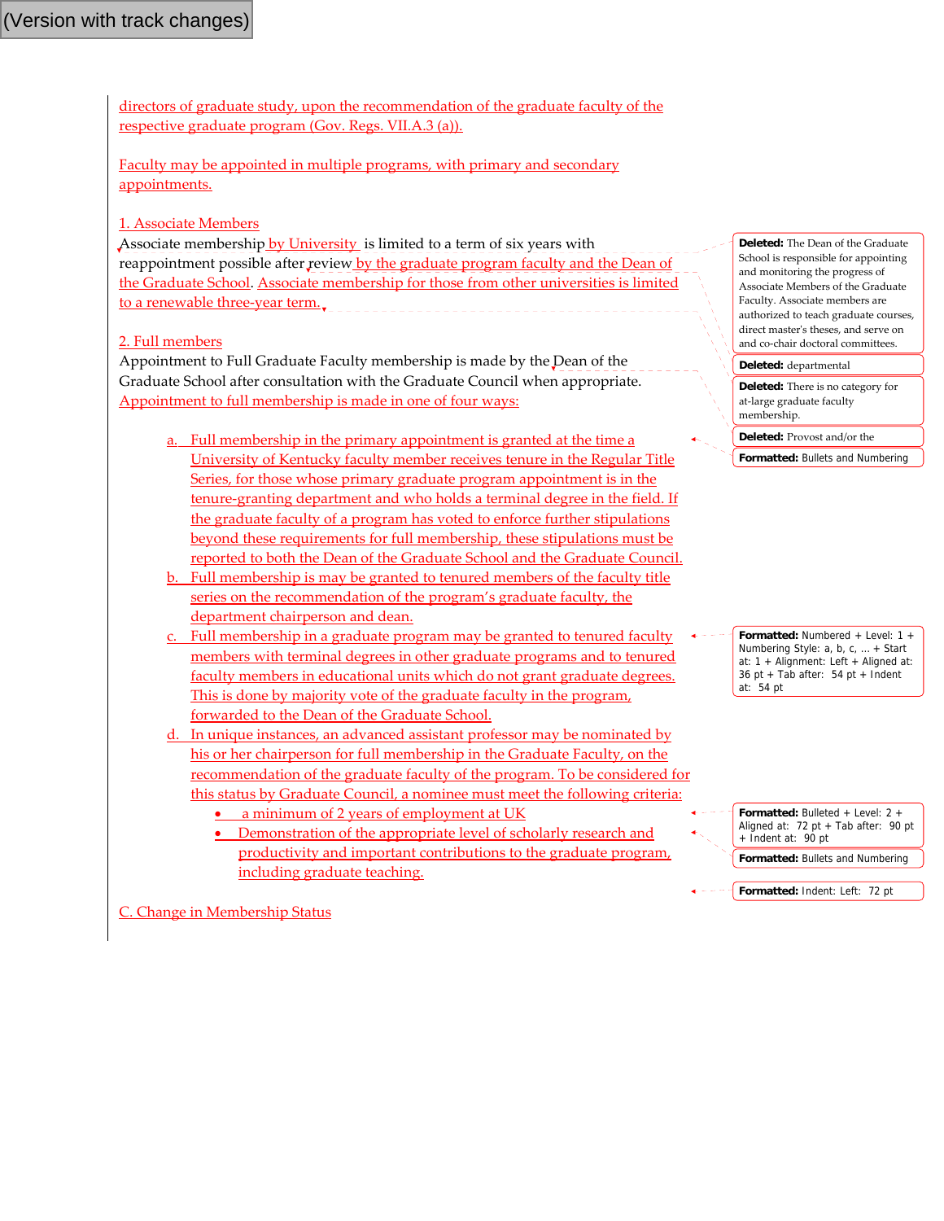(Version with track changes)

directors of graduate study, upon the recommendation of the graduate faculty of the respective graduate program (Gov. Regs. VII.A.3 (a)).

Faculty may be appointed in multiple programs, with primary and secondary appointments.

1. Associate Members

Associate membership by University is limited to a term of six years with reappointment possible after review by the graduate program faculty and the Dean of the Graduate School. Associate membership for those from other universities is limited to a renewable three-year term.

2. Full members

Appointment to Full Graduate Faculty membership is made by the Dean of the Graduate School after consultation with the Graduate Council when appropriate. Appointment to full membership is made in one of four ways:

a. Full membership in the primary appointment is granted at the time a University of Kentucky faculty member receives tenure in the Regular Title Series, for those whose primary graduate program appointment is in the tenure-granting department and who holds a terminal degree in the field. If the graduate faculty of a program has voted to enforce further stipulations beyond these requirements for full membership, these stipulations must be reported to both the Dean of the Graduate School and the Graduate Council.

b. Full membership is may be granted to tenured members of the faculty title series on the recommendation of the program's graduate faculty, the department chairperson and dean.

c. Full membership in a graduate program may be granted to tenured faculty members with terminal degrees in other graduate programs and to tenured faculty members in educational units which do not grant graduate degrees. This is done by majority vote of the graduate faculty in the program, forwarded to the Dean of the Graduate School.

d. In unique instances, an advanced assistant professor may be nominated by his or her chairperson for full membership in the Graduate Faculty, on the recommendation of the graduate faculty of the program. To be considered for this status by Graduate Council, a nominee must meet the following criteria:
   - a minimum of 2 years of employment at UK
   - Demonstration of the appropriate level of scholarly research and productivity and important contributions to the graduate program, including graduate teaching.

C. Change in Membership Status

**Deleted:** The Dean of the Graduate School is responsible for appointing and monitoring the progress of Associate Members of the Graduate Faculty. Associate members are authorized to teach graduate courses, direct master's theses, and serve on and co-chair doctoral committees.

**Deleted:** departmental

**Deleted:** There is no category for at-large graduate faculty membership.

**Deleted:** Provost and/or the

**Formatted:** Bullets and Numbering

**Formatted:** Numbered + Level: 1 + Numbering Style: a, b, c, … + Start at: 1 + Alignment: Left + Aligned at: 36 pt + Tab after: 54 pt + Indent at: 54 pt

**Formatted:** Bulleted + Level: 2 + Aligned at: 72 pt + Tab after: 90 pt + Indent at: 90 pt

**Formatted:** Bullets and Numbering

**Formatted:** Indent: Left: 72 pt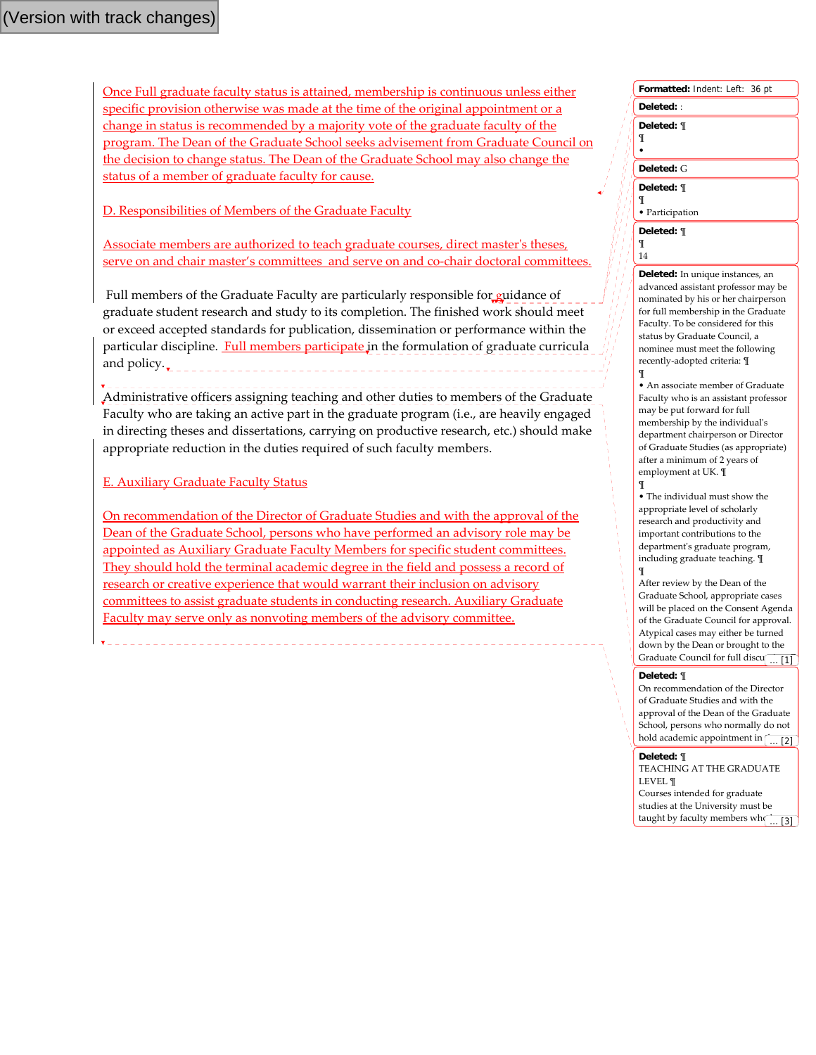(Version with track changes)

Once Full graduate faculty status is attained, membership is continuous unless either specific provision otherwise was made at the time of the original appointment or a change in status is recommended by a majority vote of the graduate faculty of the program. The Dean of the Graduate School seeks advisement from Graduate Council on the decision to change status. The Dean of the Graduate School may also change the status of a member of graduate faculty for cause.

D. Responsibilities of Members of the Graduate Faculty

Associate members are authorized to teach graduate courses, direct master's theses, serve on and chair master's committees and serve on and co-chair doctoral committees.

Full members of the Graduate Faculty are particularly responsible for guidance of graduate student research and study to its completion. The finished work should meet or exceed accepted standards for publication, dissemination or performance within the particular discipline. Full members participate in the formulation of graduate curricula and policy.

Administrative officers assigning teaching and other duties to members of the Graduate Faculty who are taking an active part in the graduate program (i.e., are heavily engaged in directing theses and dissertations, carrying on productive research, etc.) should make appropriate reduction in the duties required of such faculty members.

E. Auxiliary Graduate Faculty Status

On recommendation of the Director of Graduate Studies and with the approval of the Dean of the Graduate School, persons who have performed an advisory role may be appointed as Auxiliary Graduate Faculty Members for specific student committees. They should hold the terminal academic degree in the field and possess a record of research or creative experience that would warrant their inclusion on advisory committees to assist graduate students in conducting research. Auxiliary Graduate Faculty may serve only as nonvoting members of the advisory committee.

**Formatted:** Indent: Left: 36 pt

**Deleted:** :

**Deleted:** ¶
¶
•

**Deleted:** G

**Deleted:** ¶
¶
• Participation

**Deleted:** ¶
¶
14

**Deleted:** In unique instances, an advanced assistant professor may be nominated by his or her chairperson for full membership in the Graduate Faculty. To be considered for this status by Graduate Council, a nominee must meet the following recently-adopted criteria: ¶
¶
• An associate member of Graduate Faculty who is an assistant professor may be put forward for full membership by the individual's department chairperson or Director of Graduate Studies (as appropriate) after a minimum of 2 years of employment at UK. ¶
¶
• The individual must show the appropriate level of scholarly research and productivity and important contributions to the department's graduate program, including graduate teaching. ¶
¶
After review by the Dean of the Graduate School, appropriate cases will be placed on the Consent Agenda of the Graduate Council for approval. Atypical cases may either be turned down by the Dean or brought to the Graduate Council for full discu ... [1]

**Deleted:** ¶
On recommendation of the Director of Graduate Studies and with the approval of the Dean of the Graduate School, persons who normally do not hold academic appointment in ... [2]

**Deleted:** ¶
TEACHING AT THE GRADUATE LEVEL ¶
Courses intended for graduate studies at the University must be taught by faculty members wh ... [3]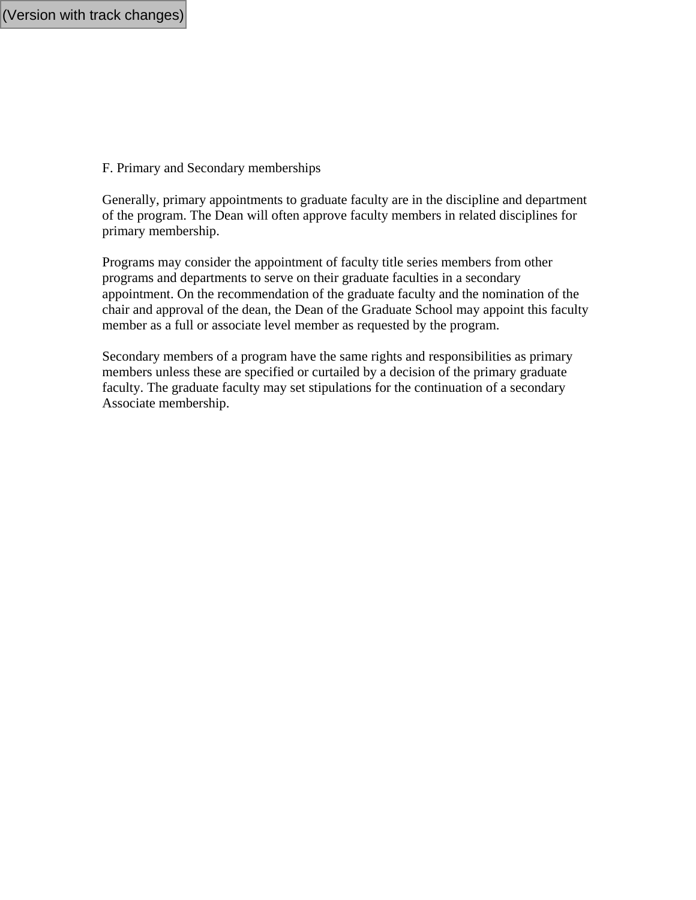(Version with track changes)

F. Primary and Secondary memberships

Generally, primary appointments to graduate faculty are in the discipline and department of the program. The Dean will often approve faculty members in related disciplines for primary membership.

Programs may consider the appointment of faculty title series members from other programs and departments to serve on their graduate faculties in a secondary appointment. On the recommendation of the graduate faculty and the nomination of the chair and approval of the dean, the Dean of the Graduate School may appoint this faculty member as a full or associate level member as requested by the program.

Secondary members of a program have the same rights and responsibilities as primary members unless these are specified or curtailed by a decision of the primary graduate faculty. The graduate faculty may set stipulations for the continuation of a secondary Associate membership.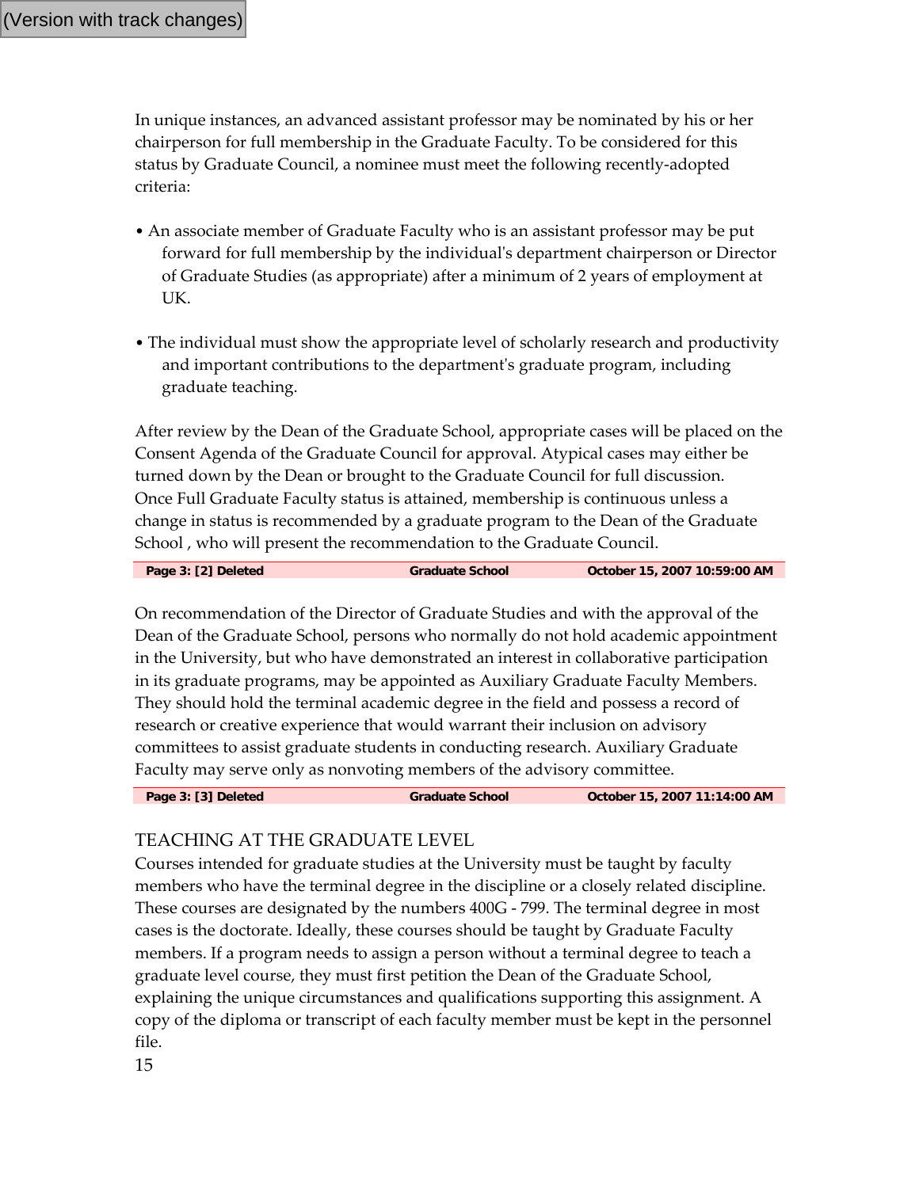(Version with track changes)

In unique instances, an advanced assistant professor may be nominated by his or her chairperson for full membership in the Graduate Faculty. To be considered for this status by Graduate Council, a nominee must meet the following recently-adopted criteria:

- An associate member of Graduate Faculty who is an assistant professor may be put forward for full membership by the individual's department chairperson or Director of Graduate Studies (as appropriate) after a minimum of 2 years of employment at UK.

- The individual must show the appropriate level of scholarly research and productivity and important contributions to the department's graduate program, including graduate teaching.

After review by the Dean of the Graduate School, appropriate cases will be placed on the Consent Agenda of the Graduate Council for approval. Atypical cases may either be turned down by the Dean or brought to the Graduate Council for full discussion. Once Full Graduate Faculty status is attained, membership is continuous unless a change in status is recommended by a graduate program to the Dean of the Graduate School , who will present the recommendation to the Graduate Council.

**Page 3: [2] Deleted** **Graduate School** **October 15, 2007 10:59:00 AM**

On recommendation of the Director of Graduate Studies and with the approval of the Dean of the Graduate School, persons who normally do not hold academic appointment in the University, but who have demonstrated an interest in collaborative participation in its graduate programs, may be appointed as Auxiliary Graduate Faculty Members. They should hold the terminal academic degree in the field and possess a record of research or creative experience that would warrant their inclusion on advisory committees to assist graduate students in conducting research. Auxiliary Graduate Faculty may serve only as nonvoting members of the advisory committee.

**Page 3: [3] Deleted** **Graduate School** **October 15, 2007 11:14:00 AM**

TEACHING AT THE GRADUATE LEVEL

Courses intended for graduate studies at the University must be taught by faculty members who have the terminal degree in the discipline or a closely related discipline. These courses are designated by the numbers 400G - 799. The terminal degree in most cases is the doctorate. Ideally, these courses should be taught by Graduate Faculty members. If a program needs to assign a person without a terminal degree to teach a graduate level course, they must first petition the Dean of the Graduate School, explaining the unique circumstances and qualifications supporting this assignment. A copy of the diploma or transcript of each faculty member must be kept in the personnel file.

15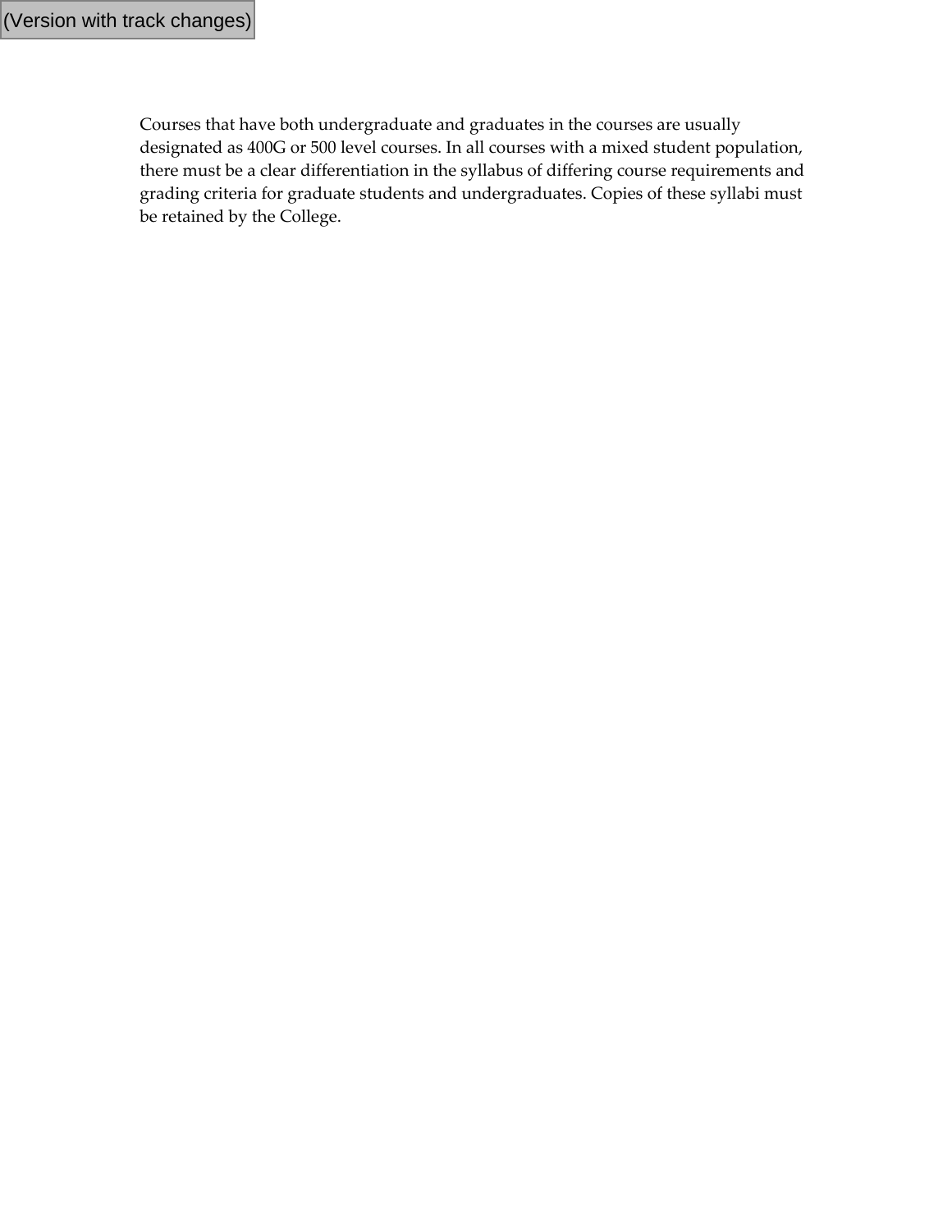(Version with track changes)

Courses that have both undergraduate and graduates in the courses are usually designated as 400G or 500 level courses. In all courses with a mixed student population, there must be a clear differentiation in the syllabus of differing course requirements and grading criteria for graduate students and undergraduates. Copies of these syllabi must be retained by the College.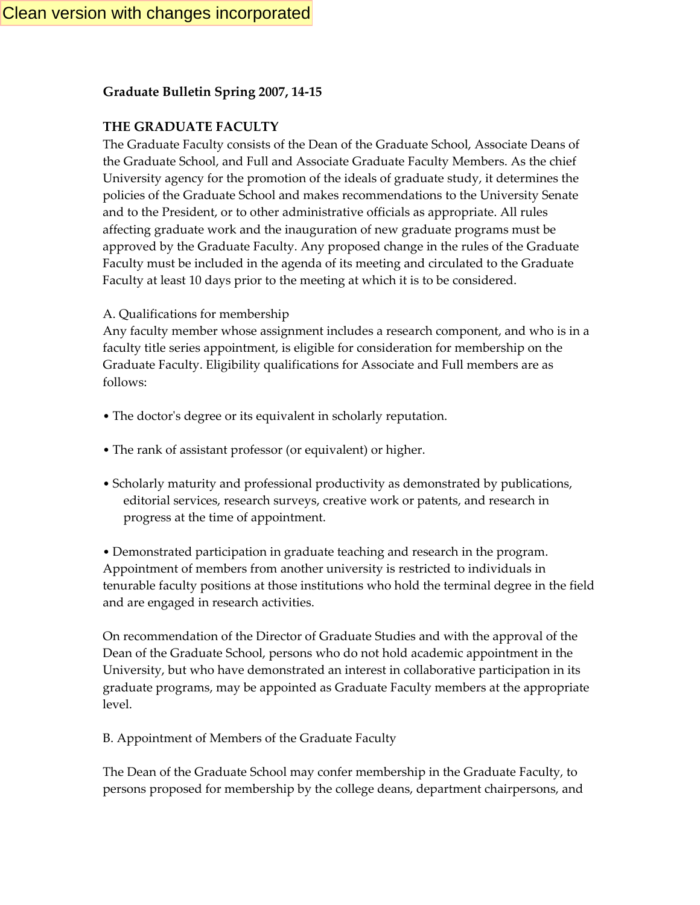Clean version with changes incorporated

**Graduate Bulletin Spring 2007, 14-15**

**THE GRADUATE FACULTY**

The Graduate Faculty consists of the Dean of the Graduate School, Associate Deans of the Graduate School, and Full and Associate Graduate Faculty Members. As the chief University agency for the promotion of the ideals of graduate study, it determines the policies of the Graduate School and makes recommendations to the University Senate and to the President, or to other administrative officials as appropriate. All rules affecting graduate work and the inauguration of new graduate programs must be approved by the Graduate Faculty. Any proposed change in the rules of the Graduate Faculty must be included in the agenda of its meeting and circulated to the Graduate Faculty at least 10 days prior to the meeting at which it is to be considered.

A. Qualifications for membership

Any faculty member whose assignment includes a research component, and who is in a faculty title series appointment, is eligible for consideration for membership on the Graduate Faculty. Eligibility qualifications for Associate and Full members are as follows:

• The doctor's degree or its equivalent in scholarly reputation.

• The rank of assistant professor (or equivalent) or higher.

• Scholarly maturity and professional productivity as demonstrated by publications, editorial services, research surveys, creative work or patents, and research in progress at the time of appointment.

• Demonstrated participation in graduate teaching and research in the program.

Appointment of members from another university is restricted to individuals in tenurable faculty positions at those institutions who hold the terminal degree in the field and are engaged in research activities.

On recommendation of the Director of Graduate Studies and with the approval of the Dean of the Graduate School, persons who do not hold academic appointment in the University, but who have demonstrated an interest in collaborative participation in its graduate programs, may be appointed as Graduate Faculty members at the appropriate level.

B. Appointment of Members of the Graduate Faculty

The Dean of the Graduate School may confer membership in the Graduate Faculty, to persons proposed for membership by the college deans, department chairpersons, and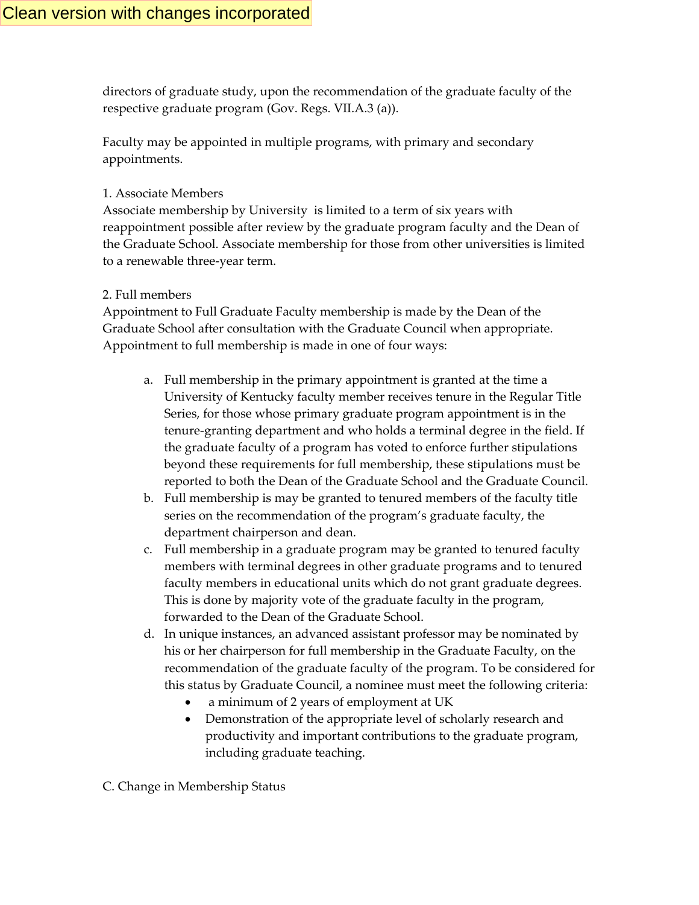Clean version with changes incorporated

directors of graduate study, upon the recommendation of the graduate faculty of the respective graduate program (Gov. Regs. VII.A.3 (a)).

Faculty may be appointed in multiple programs, with primary and secondary appointments.

1. Associate Members

Associate membership by University  is limited to a term of six years with reappointment possible after review by the graduate program faculty and the Dean of the Graduate School. Associate membership for those from other universities is limited to a renewable three-year term.

2. Full members

Appointment to Full Graduate Faculty membership is made by the Dean of the Graduate School after consultation with the Graduate Council when appropriate. Appointment to full membership is made in one of four ways:

a. Full membership in the primary appointment is granted at the time a University of Kentucky faculty member receives tenure in the Regular Title Series, for those whose primary graduate program appointment is in the tenure-granting department and who holds a terminal degree in the field. If the graduate faculty of a program has voted to enforce further stipulations beyond these requirements for full membership, these stipulations must be reported to both the Dean of the Graduate School and the Graduate Council.
b. Full membership is may be granted to tenured members of the faculty title series on the recommendation of the program's graduate faculty, the department chairperson and dean.
c. Full membership in a graduate program may be granted to tenured faculty members with terminal degrees in other graduate programs and to tenured faculty members in educational units which do not grant graduate degrees. This is done by majority vote of the graduate faculty in the program, forwarded to the Dean of the Graduate School.
d. In unique instances, an advanced assistant professor may be nominated by his or her chairperson for full membership in the Graduate Faculty, on the recommendation of the graduate faculty of the program. To be considered for this status by Graduate Council, a nominee must meet the following criteria:
    - a minimum of 2 years of employment at UK
    - Demonstration of the appropriate level of scholarly research and productivity and important contributions to the graduate program, including graduate teaching.

C. Change in Membership Status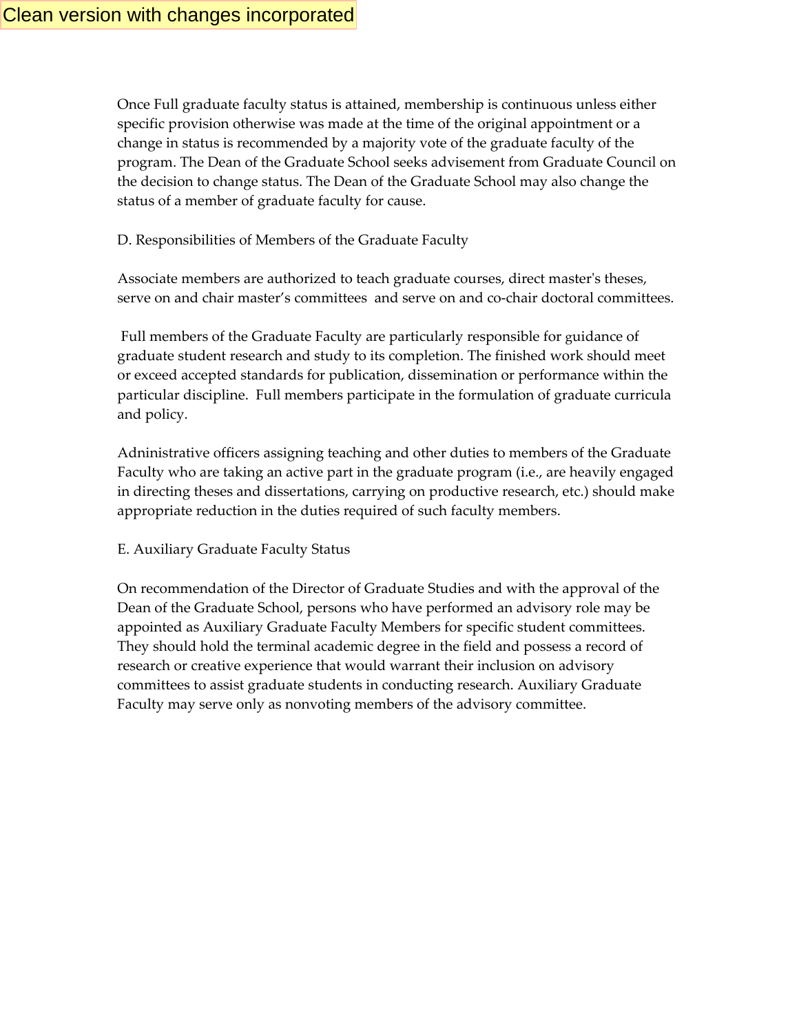Clean version with changes incorporated

Once Full graduate faculty status is attained, membership is continuous unless either specific provision otherwise was made at the time of the original appointment or a change in status is recommended by a majority vote of the graduate faculty of the program. The Dean of the Graduate School seeks advisement from Graduate Council on the decision to change status. The Dean of the Graduate School may also change the status of a member of graduate faculty for cause.

D. Responsibilities of Members of the Graduate Faculty

Associate members are authorized to teach graduate courses, direct master's theses, serve on and chair master's committees and serve on and co-chair doctoral committees.

Full members of the Graduate Faculty are particularly responsible for guidance of graduate student research and study to its completion. The finished work should meet or exceed accepted standards for publication, dissemination or performance within the particular discipline. Full members participate in the formulation of graduate curricula and policy.

Administrative officers assigning teaching and other duties to members of the Graduate Faculty who are taking an active part in the graduate program (i.e., are heavily engaged in directing theses and dissertations, carrying on productive research, etc.) should make appropriate reduction in the duties required of such faculty members.

E. Auxiliary Graduate Faculty Status

On recommendation of the Director of Graduate Studies and with the approval of the Dean of the Graduate School, persons who have performed an advisory role may be appointed as Auxiliary Graduate Faculty Members for specific student committees. They should hold the terminal academic degree in the field and possess a record of research or creative experience that would warrant their inclusion on advisory committees to assist graduate students in conducting research. Auxiliary Graduate Faculty may serve only as nonvoting members of the advisory committee.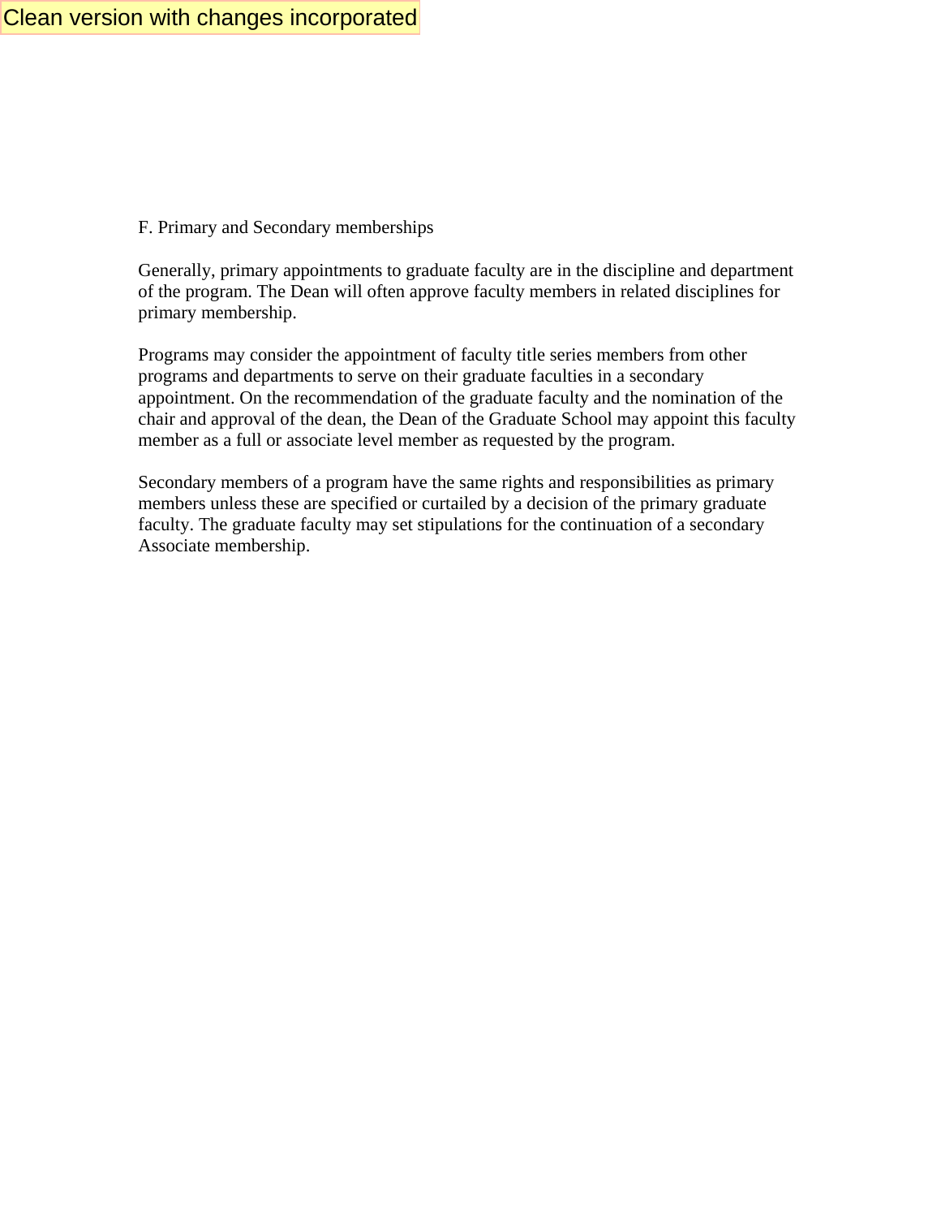Clean version with changes incorporated

F. Primary and Secondary memberships

Generally, primary appointments to graduate faculty are in the discipline and department of the program. The Dean will often approve faculty members in related disciplines for primary membership.

Programs may consider the appointment of faculty title series members from other programs and departments to serve on their graduate faculties in a secondary appointment. On the recommendation of the graduate faculty and the nomination of the chair and approval of the dean, the Dean of the Graduate School may appoint this faculty member as a full or associate level member as requested by the program.

Secondary members of a program have the same rights and responsibilities as primary members unless these are specified or curtailed by a decision of the primary graduate faculty. The graduate faculty may set stipulations for the continuation of a secondary Associate membership.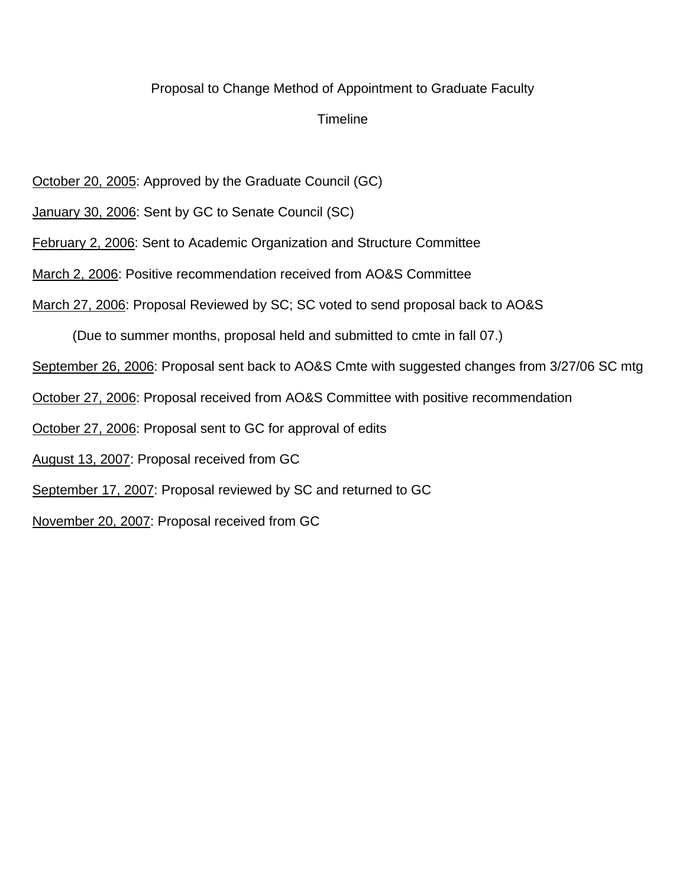Proposal to Change Method of Appointment to Graduate Faculty

Timeline

<u>October 20, 2005</u>: Approved by the Graduate Council (GC)

<u>January 30, 2006</u>: Sent by GC to Senate Council (SC)

<u>February 2, 2006</u>: Sent to Academic Organization and Structure Committee

<u>March 2, 2006</u>: Positive recommendation received from AO&S Committee

<u>March 27, 2006</u>: Proposal Reviewed by SC; SC voted to send proposal back to AO&S

(Due to summer months, proposal held and submitted to cmte in fall 07.)

<u>September 26, 2006</u>: Proposal sent back to AO&S Cmte with suggested changes from 3/27/06 SC mtg

<u>October 27, 2006</u>: Proposal received from AO&S Committee with positive recommendation

<u>October 27, 2006</u>: Proposal sent to GC for approval of edits

<u>August 13, 2007</u>: Proposal received from GC

<u>September 17, 2007</u>: Proposal reviewed by SC and returned to GC

<u>November 20, 2007</u>: Proposal received from GC